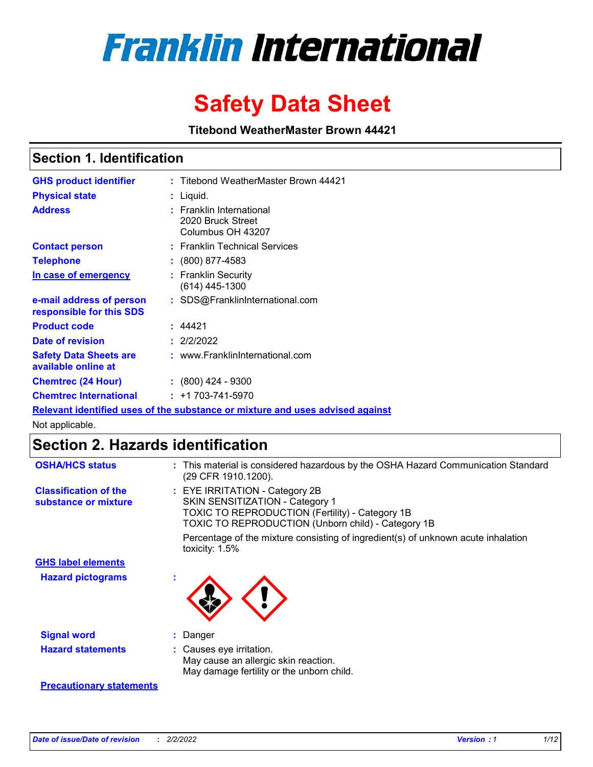# Franklin International

# Safety Data Sheet

**Titebond WeatherMaster Brown 44421**

## Section 1. Identification

| | | |
|---|---|---|
| **GHS product identifier** | : | Titebond WeatherMaster Brown 44421 |
| **Physical state** | : | Liquid. |
| **Address** | : | Franklin International<br>2020 Bruck Street<br>Columbus OH 43207 |
| **Contact person** | : | Franklin Technical Services |
| **Telephone** | : | (800) 877-4583 |
| **In case of emergency** | : | Franklin Security<br>(614) 445-1300 |
| **e-mail address of person responsible for this SDS** | : | SDS@FranklinInternational.com |
| **Product code** | : | 44421 |
| **Date of revision** | : | 2/2/2022 |
| **Safety Data Sheets are available online at** | : | www.FranklinInternational.com |
| **Chemtrec (24 Hour)** | : | (800) 424 - 9300 |
| **Chemtrec International** | : | +1 703-741-5970 |

**Relevant identified uses of the substance or mixture and uses advised against**

Not applicable.

## Section 2. Hazards identification

| | | |
|---|---|---|
| **OSHA/HCS status** | : | This material is considered hazardous by the OSHA Hazard Communication Standard (29 CFR 1910.1200). |
| **Classification of the substance or mixture** | : | EYE IRRITATION - Category 2B<br>SKIN SENSITIZATION - Category 1<br>TOXIC TO REPRODUCTION (Fertility) - Category 1B<br>TOXIC TO REPRODUCTION (Unborn child) - Category 1B<br><br>Percentage of the mixture consisting of ingredient(s) of unknown acute inhalation toxicity: 1.5% |

**GHS label elements**

**Hazard pictograms** :

| | | |
|---|---|---|
| **Signal word** | : | Danger |
| **Hazard statements** | : | Causes eye irritation.<br>May cause an allergic skin reaction.<br>May damage fertility or the unborn child. |

**Precautionary statements**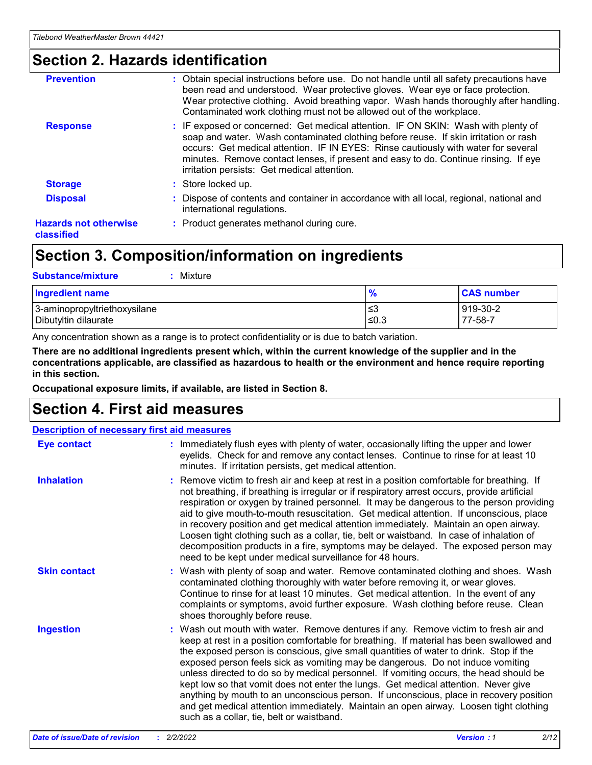## Section 2. Hazards identification

**Prevention** : Obtain special instructions before use. Do not handle until all safety precautions have been read and understood. Wear protective gloves. Wear eye or face protection. Wear protective clothing. Avoid breathing vapor. Wash hands thoroughly after handling. Contaminated work clothing must not be allowed out of the workplace.

**Response** : IF exposed or concerned: Get medical attention. IF ON SKIN: Wash with plenty of soap and water. Wash contaminated clothing before reuse. If skin irritation or rash occurs: Get medical attention. IF IN EYES: Rinse cautiously with water for several minutes. Remove contact lenses, if present and easy to do. Continue rinsing. If eye irritation persists: Get medical attention.

**Storage** : Store locked up.

**Disposal** : Dispose of contents and container in accordance with all local, regional, national and international regulations.

**Hazards not otherwise classified** : Product generates methanol during cure.

## Section 3. Composition/information on ingredients

**Substance/mixture** : Mixture

| Ingredient name | % | CAS number |
|---|---|---|
| 3-aminopropyltriethoxysilane | ≤3 | 919-30-2 |
| Dibutyltin dilaurate | ≤0.3 | 77-58-7 |

Any concentration shown as a range is to protect confidentiality or is due to batch variation.

**There are no additional ingredients present which, within the current knowledge of the supplier and in the concentrations applicable, are classified as hazardous to health or the environment and hence require reporting in this section.**

**Occupational exposure limits, if available, are listed in Section 8.**

## Section 4. First aid measures

**Description of necessary first aid measures**

**Eye contact** : Immediately flush eyes with plenty of water, occasionally lifting the upper and lower eyelids. Check for and remove any contact lenses. Continue to rinse for at least 10 minutes. If irritation persists, get medical attention.

**Inhalation** : Remove victim to fresh air and keep at rest in a position comfortable for breathing. If not breathing, if breathing is irregular or if respiratory arrest occurs, provide artificial respiration or oxygen by trained personnel. It may be dangerous to the person providing aid to give mouth-to-mouth resuscitation. Get medical attention. If unconscious, place in recovery position and get medical attention immediately. Maintain an open airway. Loosen tight clothing such as a collar, tie, belt or waistband. In case of inhalation of decomposition products in a fire, symptoms may be delayed. The exposed person may need to be kept under medical surveillance for 48 hours.

**Skin contact** : Wash with plenty of soap and water. Remove contaminated clothing and shoes. Wash contaminated clothing thoroughly with water before removing it, or wear gloves. Continue to rinse for at least 10 minutes. Get medical attention. In the event of any complaints or symptoms, avoid further exposure. Wash clothing before reuse. Clean shoes thoroughly before reuse.

**Ingestion** : Wash out mouth with water. Remove dentures if any. Remove victim to fresh air and keep at rest in a position comfortable for breathing. If material has been swallowed and the exposed person is conscious, give small quantities of water to drink. Stop if the exposed person feels sick as vomiting may be dangerous. Do not induce vomiting unless directed to do so by medical personnel. If vomiting occurs, the head should be kept low so that vomit does not enter the lungs. Get medical attention. Never give anything by mouth to an unconscious person. If unconscious, place in recovery position and get medical attention immediately. Maintain an open airway. Loosen tight clothing such as a collar, tie, belt or waistband.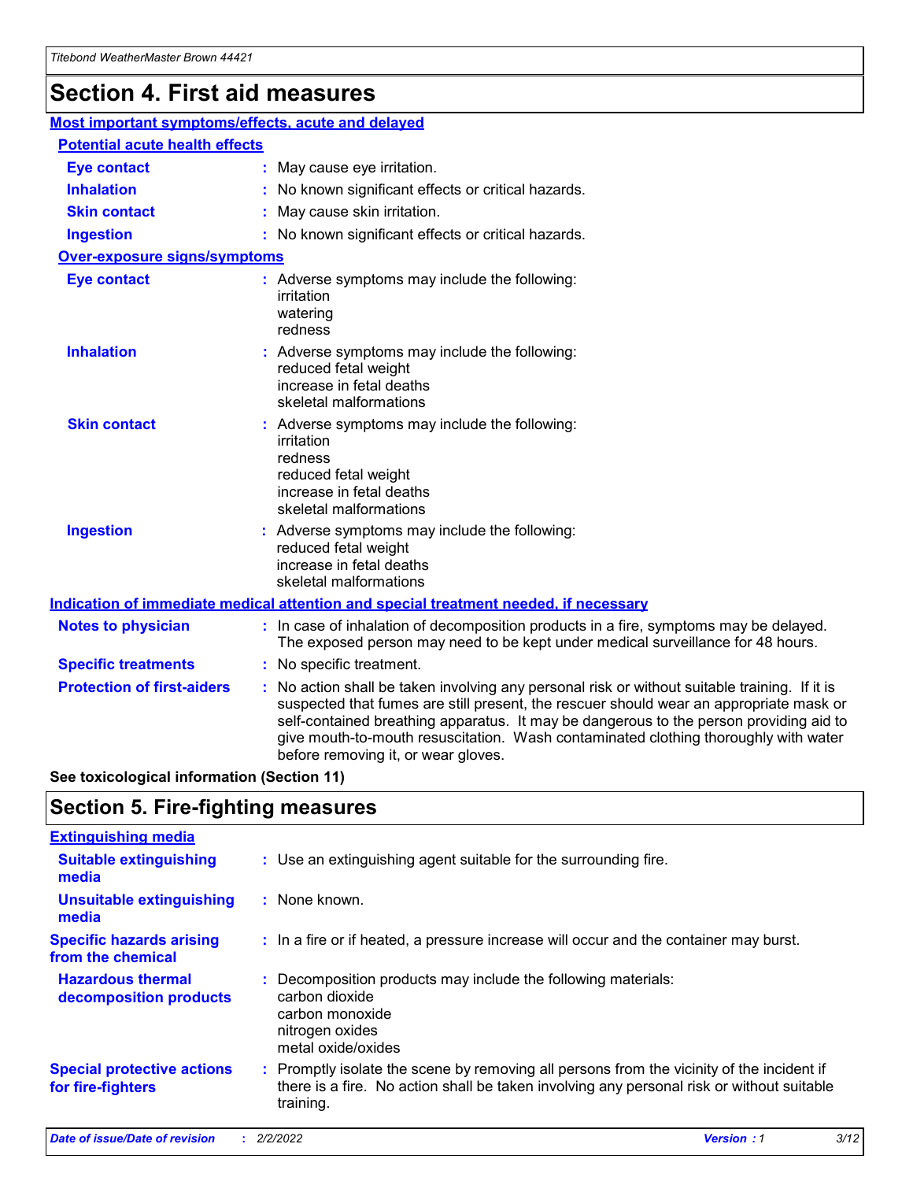# Section 4. First aid measures

### Most important symptoms/effects, acute and delayed

#### Potential acute health effects

**Eye contact** : May cause eye irritation.

**Inhalation** : No known significant effects or critical hazards.

**Skin contact** : May cause skin irritation.

**Ingestion** : No known significant effects or critical hazards.

#### Over-exposure signs/symptoms

**Eye contact** : Adverse symptoms may include the following:
irritation
watering
redness

**Inhalation** : Adverse symptoms may include the following:
reduced fetal weight
increase in fetal deaths
skeletal malformations

**Skin contact** : Adverse symptoms may include the following:
irritation
redness
reduced fetal weight
increase in fetal deaths
skeletal malformations

**Ingestion** : Adverse symptoms may include the following:
reduced fetal weight
increase in fetal deaths
skeletal malformations

### Indication of immediate medical attention and special treatment needed, if necessary

**Notes to physician** : In case of inhalation of decomposition products in a fire, symptoms may be delayed. The exposed person may need to be kept under medical surveillance for 48 hours.

**Specific treatments** : No specific treatment.

**Protection of first-aiders** : No action shall be taken involving any personal risk or without suitable training. If it is suspected that fumes are still present, the rescuer should wear an appropriate mask or self-contained breathing apparatus. It may be dangerous to the person providing aid to give mouth-to-mouth resuscitation. Wash contaminated clothing thoroughly with water before removing it, or wear gloves.

**See toxicological information (Section 11)**

# Section 5. Fire-fighting measures

### Extinguishing media

**Suitable extinguishing media** : Use an extinguishing agent suitable for the surrounding fire.

**Unsuitable extinguishing media** : None known.

**Specific hazards arising from the chemical** : In a fire or if heated, a pressure increase will occur and the container may burst.

**Hazardous thermal decomposition products** : Decomposition products may include the following materials:
carbon dioxide
carbon monoxide
nitrogen oxides
metal oxide/oxides

**Special protective actions for fire-fighters** : Promptly isolate the scene by removing all persons from the vicinity of the incident if there is a fire. No action shall be taken involving any personal risk or without suitable training.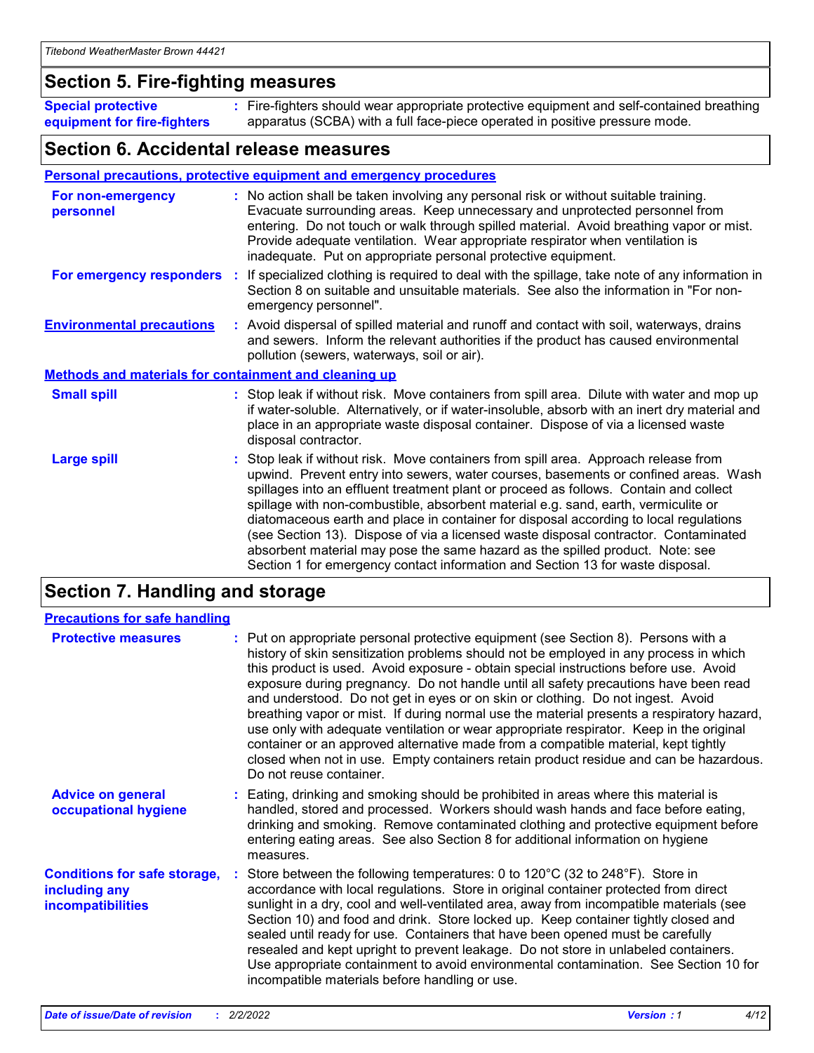## Section 5. Fire-fighting measures

**Special protective equipment for fire-fighters** : Fire-fighters should wear appropriate protective equipment and self-contained breathing apparatus (SCBA) with a full face-piece operated in positive pressure mode.

## Section 6. Accidental release measures

### Personal precautions, protective equipment and emergency procedures

**For non-emergency personnel** : No action shall be taken involving any personal risk or without suitable training. Evacuate surrounding areas. Keep unnecessary and unprotected personnel from entering. Do not touch or walk through spilled material. Avoid breathing vapor or mist. Provide adequate ventilation. Wear appropriate respirator when ventilation is inadequate. Put on appropriate personal protective equipment.

**For emergency responders** : If specialized clothing is required to deal with the spillage, take note of any information in Section 8 on suitable and unsuitable materials. See also the information in "For non-emergency personnel".

**Environmental precautions** : Avoid dispersal of spilled material and runoff and contact with soil, waterways, drains and sewers. Inform the relevant authorities if the product has caused environmental pollution (sewers, waterways, soil or air).

### Methods and materials for containment and cleaning up

**Small spill** : Stop leak if without risk. Move containers from spill area. Dilute with water and mop up if water-soluble. Alternatively, or if water-insoluble, absorb with an inert dry material and place in an appropriate waste disposal container. Dispose of via a licensed waste disposal contractor.

**Large spill** : Stop leak if without risk. Move containers from spill area. Approach release from upwind. Prevent entry into sewers, water courses, basements or confined areas. Wash spillages into an effluent treatment plant or proceed as follows. Contain and collect spillage with non-combustible, absorbent material e.g. sand, earth, vermiculite or diatomaceous earth and place in container for disposal according to local regulations (see Section 13). Dispose of via a licensed waste disposal contractor. Contaminated absorbent material may pose the same hazard as the spilled product. Note: see Section 1 for emergency contact information and Section 13 for waste disposal.

## Section 7. Handling and storage

### Precautions for safe handling

**Protective measures** : Put on appropriate personal protective equipment (see Section 8). Persons with a history of skin sensitization problems should not be employed in any process in which this product is used. Avoid exposure - obtain special instructions before use. Avoid exposure during pregnancy. Do not handle until all safety precautions have been read and understood. Do not get in eyes or on skin or clothing. Do not ingest. Avoid breathing vapor or mist. If during normal use the material presents a respiratory hazard, use only with adequate ventilation or wear appropriate respirator. Keep in the original container or an approved alternative made from a compatible material, kept tightly closed when not in use. Empty containers retain product residue and can be hazardous. Do not reuse container.

**Advice on general occupational hygiene** : Eating, drinking and smoking should be prohibited in areas where this material is handled, stored and processed. Workers should wash hands and face before eating, drinking and smoking. Remove contaminated clothing and protective equipment before entering eating areas. See also Section 8 for additional information on hygiene measures.

**Conditions for safe storage, including any incompatibilities** : Store between the following temperatures: 0 to 120°C (32 to 248°F). Store in accordance with local regulations. Store in original container protected from direct sunlight in a dry, cool and well-ventilated area, away from incompatible materials (see Section 10) and food and drink. Store locked up. Keep container tightly closed and sealed until ready for use. Containers that have been opened must be carefully resealed and kept upright to prevent leakage. Do not store in unlabeled containers. Use appropriate containment to avoid environmental contamination. See Section 10 for incompatible materials before handling or use.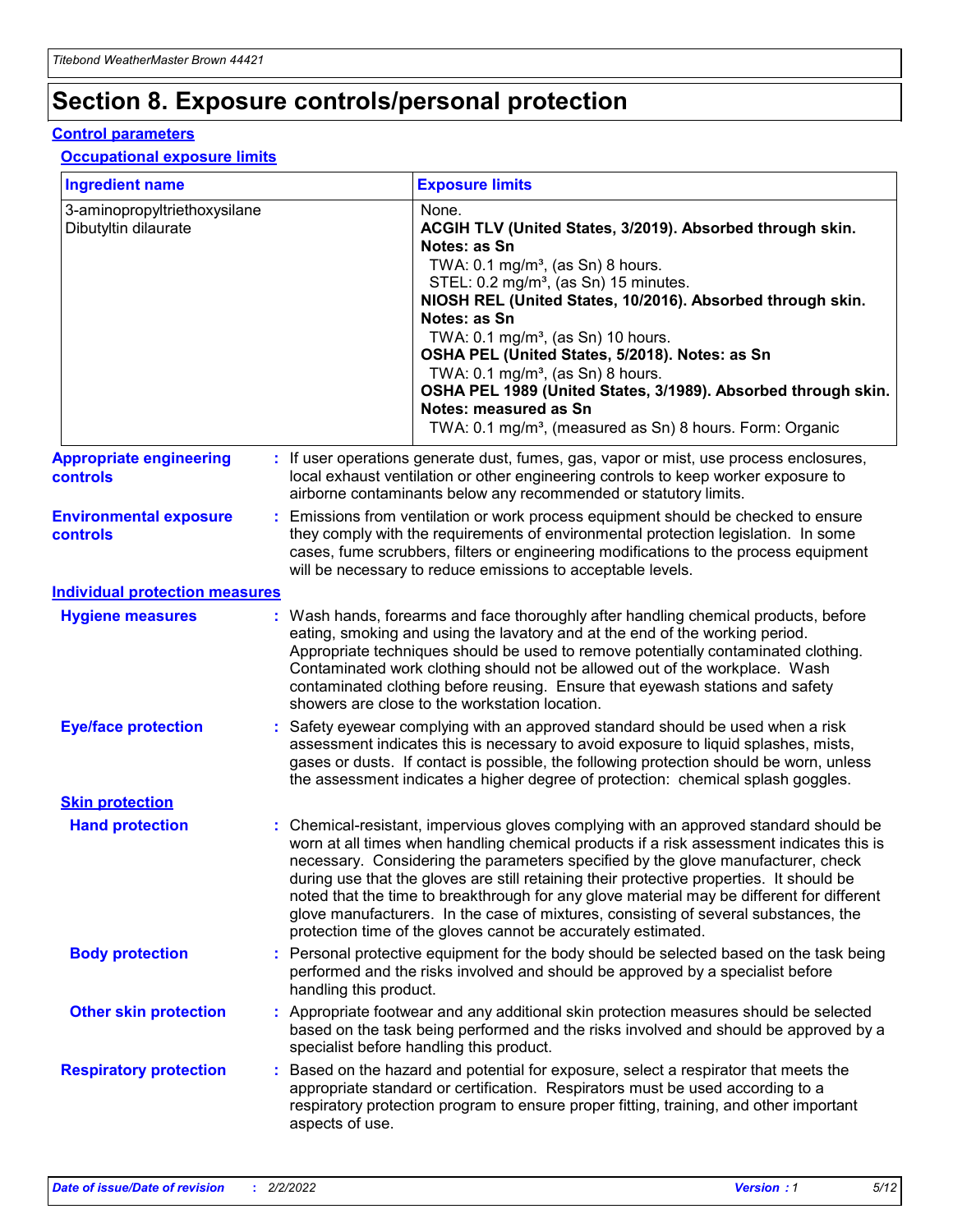# Section 8. Exposure controls/personal protection

## Control parameters

### Occupational exposure limits

| Ingredient name | Exposure limits |
|---|---|
| 3-aminopropyltriethoxysilane<br>Dibutyltin dilaurate | None.<br>**ACGIH TLV (United States, 3/2019). Absorbed through skin. Notes: as Sn**<br>TWA: 0.1 mg/m³, (as Sn) 8 hours.<br>STEL: 0.2 mg/m³, (as Sn) 15 minutes.<br>**NIOSH REL (United States, 10/2016). Absorbed through skin. Notes: as Sn**<br>TWA: 0.1 mg/m³, (as Sn) 10 hours.<br>**OSHA PEL (United States, 5/2018). Notes: as Sn**<br>TWA: 0.1 mg/m³, (as Sn) 8 hours.<br>**OSHA PEL 1989 (United States, 3/1989). Absorbed through skin. Notes: measured as Sn**<br>TWA: 0.1 mg/m³, (measured as Sn) 8 hours. Form: Organic |

**Appropriate engineering controls** : If user operations generate dust, fumes, gas, vapor or mist, use process enclosures, local exhaust ventilation or other engineering controls to keep worker exposure to airborne contaminants below any recommended or statutory limits.

**Environmental exposure controls** : Emissions from ventilation or work process equipment should be checked to ensure they comply with the requirements of environmental protection legislation. In some cases, fume scrubbers, filters or engineering modifications to the process equipment will be necessary to reduce emissions to acceptable levels.

## Individual protection measures

**Hygiene measures** : Wash hands, forearms and face thoroughly after handling chemical products, before eating, smoking and using the lavatory and at the end of the working period. Appropriate techniques should be used to remove potentially contaminated clothing. Contaminated work clothing should not be allowed out of the workplace. Wash contaminated clothing before reusing. Ensure that eyewash stations and safety showers are close to the workstation location.

**Eye/face protection** : Safety eyewear complying with an approved standard should be used when a risk assessment indicates this is necessary to avoid exposure to liquid splashes, mists, gases or dusts. If contact is possible, the following protection should be worn, unless the assessment indicates a higher degree of protection: chemical splash goggles.

### Skin protection

**Hand protection** : Chemical-resistant, impervious gloves complying with an approved standard should be worn at all times when handling chemical products if a risk assessment indicates this is necessary. Considering the parameters specified by the glove manufacturer, check during use that the gloves are still retaining their protective properties. It should be noted that the time to breakthrough for any glove material may be different for different glove manufacturers. In the case of mixtures, consisting of several substances, the protection time of the gloves cannot be accurately estimated.

**Body protection** : Personal protective equipment for the body should be selected based on the task being performed and the risks involved and should be approved by a specialist before handling this product.

**Other skin protection** : Appropriate footwear and any additional skin protection measures should be selected based on the task being performed and the risks involved and should be approved by a specialist before handling this product.

**Respiratory protection** : Based on the hazard and potential for exposure, select a respirator that meets the appropriate standard or certification. Respirators must be used according to a respiratory protection program to ensure proper fitting, training, and other important aspects of use.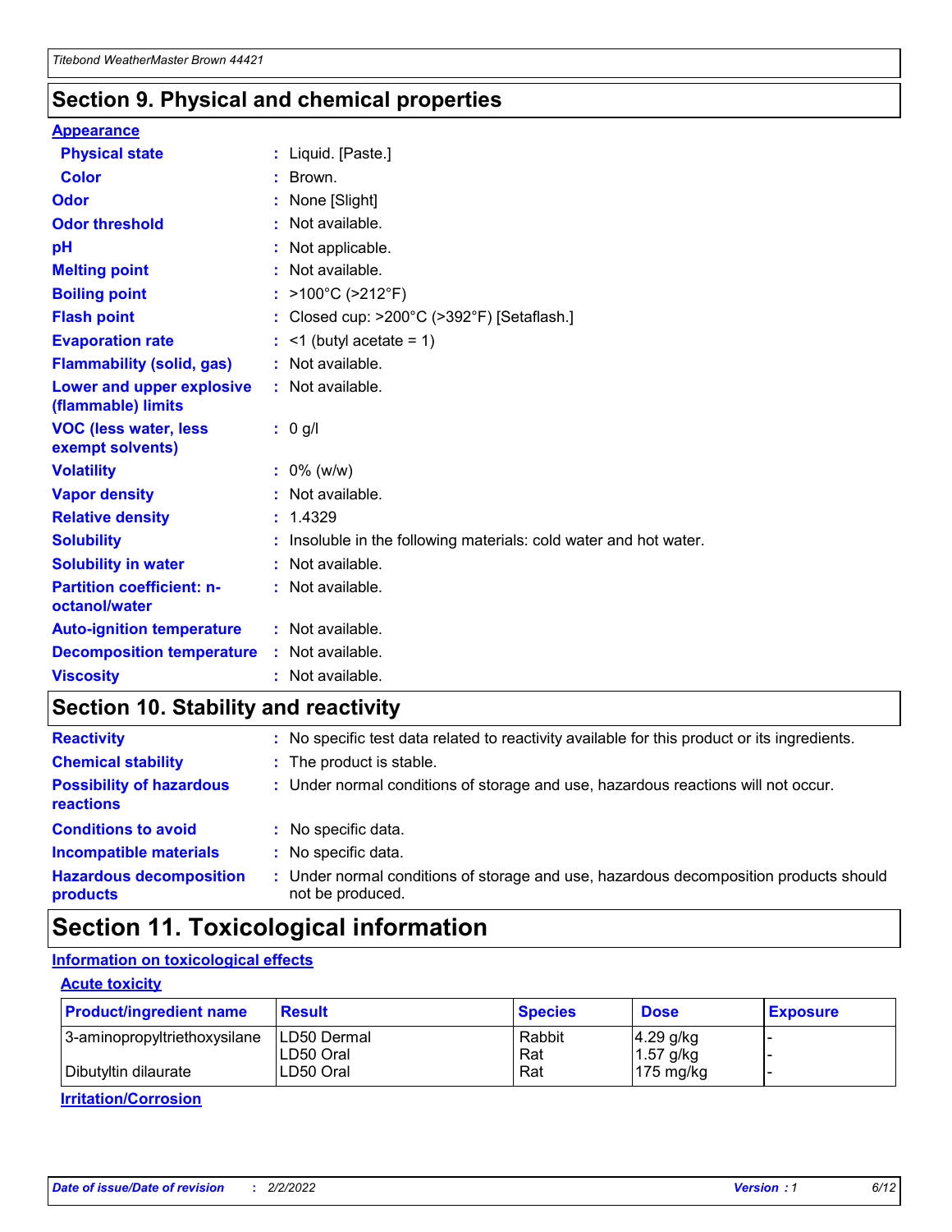## Section 9. Physical and chemical properties

**Appearance**

| | |
|---|---|
| **Physical state** | : Liquid. [Paste.] |
| **Color** | : Brown. |
| **Odor** | : None [Slight] |
| **Odor threshold** | : Not available. |
| **pH** | : Not applicable. |
| **Melting point** | : Not available. |
| **Boiling point** | : >100°C (>212°F) |
| **Flash point** | : Closed cup: >200°C (>392°F) [Setaflash.] |
| **Evaporation rate** | : <1 (butyl acetate = 1) |
| **Flammability (solid, gas)** | : Not available. |
| **Lower and upper explosive (flammable) limits** | : Not available. |
| **VOC (less water, less exempt solvents)** | : 0 g/l |
| **Volatility** | : 0% (w/w) |
| **Vapor density** | : Not available. |
| **Relative density** | : 1.4329 |
| **Solubility** | : Insoluble in the following materials: cold water and hot water. |
| **Solubility in water** | : Not available. |
| **Partition coefficient: n-octanol/water** | : Not available. |
| **Auto-ignition temperature** | : Not available. |
| **Decomposition temperature** | : Not available. |
| **Viscosity** | : Not available. |

## Section 10. Stability and reactivity

| | |
|---|---|
| **Reactivity** | : No specific test data related to reactivity available for this product or its ingredients. |
| **Chemical stability** | : The product is stable. |
| **Possibility of hazardous reactions** | : Under normal conditions of storage and use, hazardous reactions will not occur. |
| **Conditions to avoid** | : No specific data. |
| **Incompatible materials** | : No specific data. |
| **Hazardous decomposition products** | : Under normal conditions of storage and use, hazardous decomposition products should not be produced. |

## Section 11. Toxicological information

**Information on toxicological effects**

**Acute toxicity**

| Product/ingredient name | Result | Species | Dose | Exposure |
|---|---|---|---|---|
| 3-aminopropyltriethoxysilane | LD50 Dermal | Rabbit | 4.29 g/kg | - |
| | LD50 Oral | Rat | 1.57 g/kg | - |
| Dibutyltin dilaurate | LD50 Oral | Rat | 175 mg/kg | - |

**Irritation/Corrosion**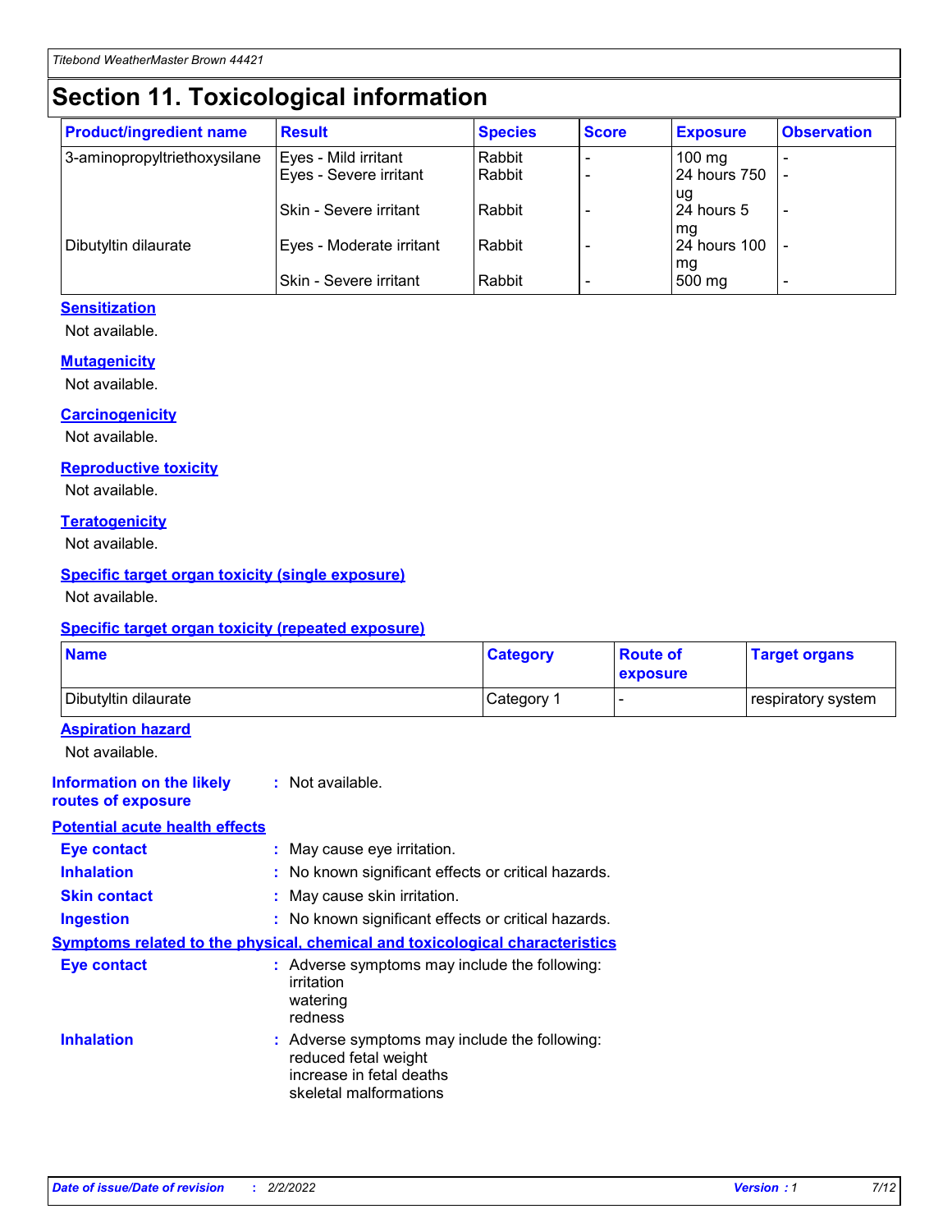# Section 11. Toxicological information

| Product/ingredient name | Result | Species | Score | Exposure | Observation |
| --- | --- | --- | --- | --- | --- |
| 3-aminopropyltriethoxysilane | Eyes - Mild irritant | Rabbit | - | 100 mg | - |
| | Eyes - Severe irritant | Rabbit | - | 24 hours 750 ug | - |
| | Skin - Severe irritant | Rabbit | - | 24 hours 5 mg | - |
| Dibutyltin dilaurate | Eyes - Moderate irritant | Rabbit | - | 24 hours 100 mg | - |
| | Skin - Severe irritant | Rabbit | - | 500 mg | - |

### Sensitization

Not available.

### Mutagenicity

Not available.

### Carcinogenicity

Not available.

### Reproductive toxicity

Not available.

### Teratogenicity

Not available.

### Specific target organ toxicity (single exposure)

Not available.

### Specific target organ toxicity (repeated exposure)

| Name | Category | Route of exposure | Target organs |
| --- | --- | --- | --- |
| Dibutyltin dilaurate | Category 1 | - | respiratory system |

### Aspiration hazard

Not available.

**Information on the likely routes of exposure** : Not available.

### Potential acute health effects

**Eye contact** : May cause eye irritation.

**Inhalation** : No known significant effects or critical hazards.

**Skin contact** : May cause skin irritation.

**Ingestion** : No known significant effects or critical hazards.

### Symptoms related to the physical, chemical and toxicological characteristics

**Eye contact** : Adverse symptoms may include the following:
irritation
watering
redness

**Inhalation** : Adverse symptoms may include the following:
reduced fetal weight
increase in fetal deaths
skeletal malformations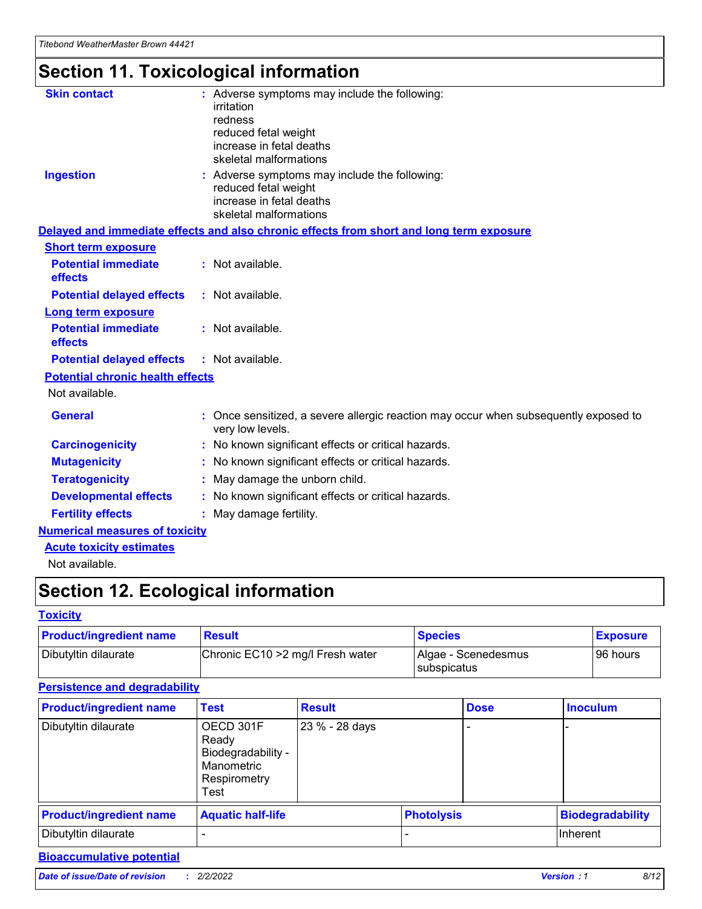# Section 11. Toxicological information

**Skin contact** : Adverse symptoms may include the following:
irritation
redness
reduced fetal weight
increase in fetal deaths
skeletal malformations

**Ingestion** : Adverse symptoms may include the following:
reduced fetal weight
increase in fetal deaths
skeletal malformations

**Delayed and immediate effects and also chronic effects from short and long term exposure**

**Short term exposure**

**Potential immediate effects** : Not available.

**Potential delayed effects** : Not available.

**Long term exposure**

**Potential immediate effects** : Not available.

**Potential delayed effects** : Not available.

**Potential chronic health effects**

Not available.

**General** : Once sensitized, a severe allergic reaction may occur when subsequently exposed to very low levels.

**Carcinogenicity** : No known significant effects or critical hazards.

**Mutagenicity** : No known significant effects or critical hazards.

**Teratogenicity** : May damage the unborn child.

**Developmental effects** : No known significant effects or critical hazards.

**Fertility effects** : May damage fertility.

**Numerical measures of toxicity**

**Acute toxicity estimates**

Not available.

# Section 12. Ecological information

**Toxicity**

| Product/ingredient name | Result | Species | Exposure |
|---|---|---|---|
| Dibutyltin dilaurate | Chronic EC10 >2 mg/l Fresh water | Algae - Scenedesmus subspicatus | 96 hours |

**Persistence and degradability**

| Product/ingredient name | Test | Result | Dose | Inoculum |
|---|---|---|---|---|
| Dibutyltin dilaurate | OECD 301F Ready Biodegradability - Manometric Respirometry Test | 23 % - 28 days | - | - |

| Product/ingredient name | Aquatic half-life | Photolysis | Biodegradability |
|---|---|---|---|
| Dibutyltin dilaurate | - | - | Inherent |

**Bioaccumulative potential**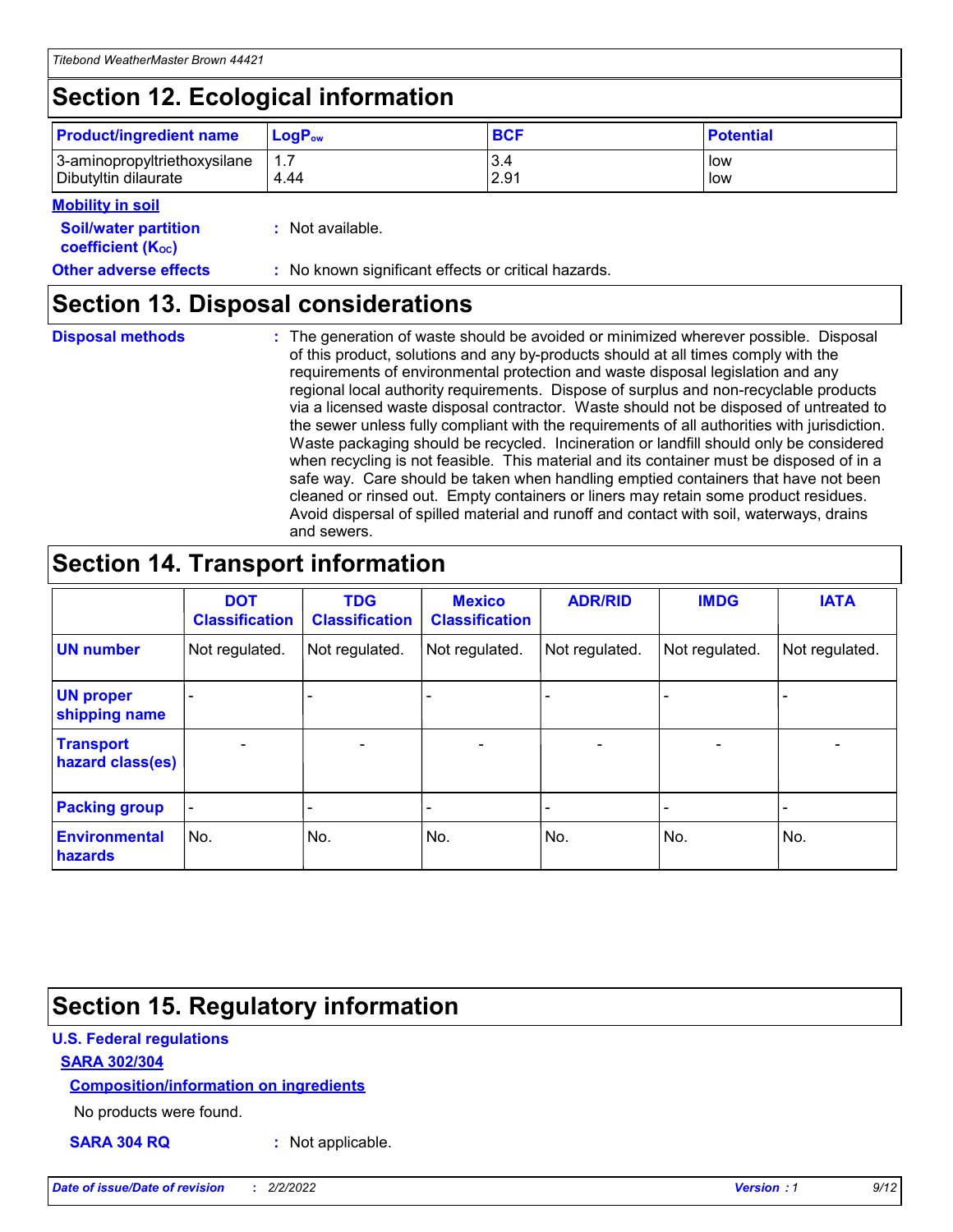## Section 12. Ecological information

| Product/ingredient name | $LogP_{ow}$ | BCF | Potential |
|---|---|---|---|
| 3-aminopropyltriethoxysilane | 1.7 | 3.4 | low |
| Dibutyltin dilaurate | 4.44 | 2.91 | low |

**Mobility in soil**

**Soil/water partition coefficient ($K_{OC}$)** : Not available.

**Other adverse effects** : No known significant effects or critical hazards.

## Section 13. Disposal considerations

**Disposal methods** : The generation of waste should be avoided or minimized wherever possible. Disposal of this product, solutions and any by-products should at all times comply with the requirements of environmental protection and waste disposal legislation and any regional local authority requirements. Dispose of surplus and non-recyclable products via a licensed waste disposal contractor. Waste should not be disposed of untreated to the sewer unless fully compliant with the requirements of all authorities with jurisdiction. Waste packaging should be recycled. Incineration or landfill should only be considered when recycling is not feasible. This material and its container must be disposed of in a safe way. Care should be taken when handling emptied containers that have not been cleaned or rinsed out. Empty containers or liners may retain some product residues. Avoid dispersal of spilled material and runoff and contact with soil, waterways, drains and sewers.

## Section 14. Transport information

| | DOT Classification | TDG Classification | Mexico Classification | ADR/RID | IMDG | IATA |
|---|---|---|---|---|---|---|
| UN number | Not regulated. | Not regulated. | Not regulated. | Not regulated. | Not regulated. | Not regulated. |
| UN proper shipping name | - | - | - | - | - | - |
| Transport hazard class(es) | - | - | - | - | - | - |
| Packing group | - | - | - | - | - | - |
| Environmental hazards | No. | No. | No. | No. | No. | No. |

## Section 15. Regulatory information

**U.S. Federal regulations**

**SARA 302/304**

**Composition/information on ingredients**

No products were found.

**SARA 304 RQ** : Not applicable.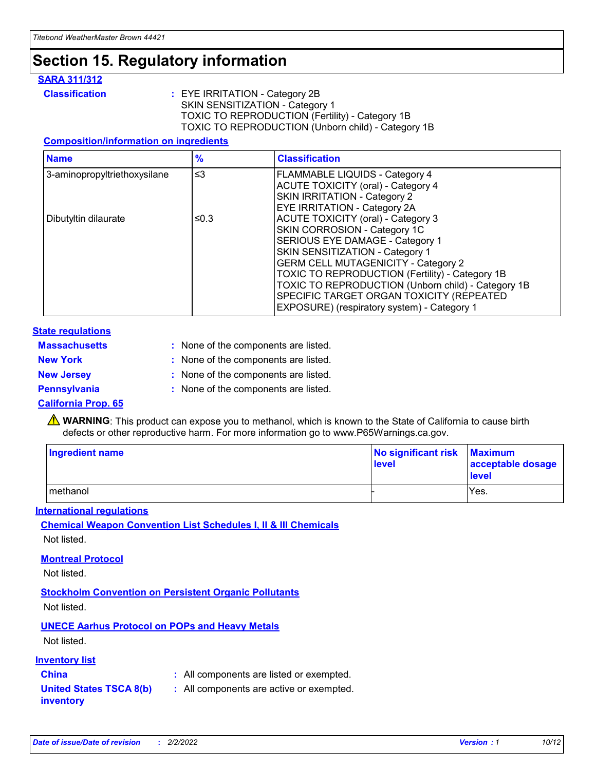# Section 15. Regulatory information

**SARA 311/312**

**Classification** : EYE IRRITATION - Category 2B
SKIN SENSITIZATION - Category 1
TOXIC TO REPRODUCTION (Fertility) - Category 1B
TOXIC TO REPRODUCTION (Unborn child) - Category 1B

**Composition/information on ingredients**

| Name | % | Classification |
|---|---|---|
| 3-aminopropyltriethoxysilane | ≤3 | FLAMMABLE LIQUIDS - Category 4<br>ACUTE TOXICITY (oral) - Category 4<br>SKIN IRRITATION - Category 2<br>EYE IRRITATION - Category 2A |
| Dibutyltin dilaurate | ≤0.3 | ACUTE TOXICITY (oral) - Category 3<br>SKIN CORROSION - Category 1C<br>SERIOUS EYE DAMAGE - Category 1<br>SKIN SENSITIZATION - Category 1<br>GERM CELL MUTAGENICITY - Category 2<br>TOXIC TO REPRODUCTION (Fertility) - Category 1B<br>TOXIC TO REPRODUCTION (Unborn child) - Category 1B<br>SPECIFIC TARGET ORGAN TOXICITY (REPEATED EXPOSURE) (respiratory system) - Category 1 |

**State regulations**

**Massachusetts** : None of the components are listed.

**New York** : None of the components are listed.

**New Jersey** : None of the components are listed.

**Pennsylvania** : None of the components are listed.

**California Prop. 65**

⚠ **WARNING**: This product can expose you to methanol, which is known to the State of California to cause birth defects or other reproductive harm. For more information go to www.P65Warnings.ca.gov.

| Ingredient name | No significant risk level | Maximum acceptable dosage level |
|---|---|---|
| methanol | - | Yes. |

**International regulations**

**Chemical Weapon Convention List Schedules I, II & III Chemicals**

Not listed.

**Montreal Protocol**

Not listed.

**Stockholm Convention on Persistent Organic Pollutants**

Not listed.

**UNECE Aarhus Protocol on POPs and Heavy Metals**

Not listed.

**Inventory list**

**China** : All components are listed or exempted.

**United States TSCA 8(b) inventory** : All components are active or exempted.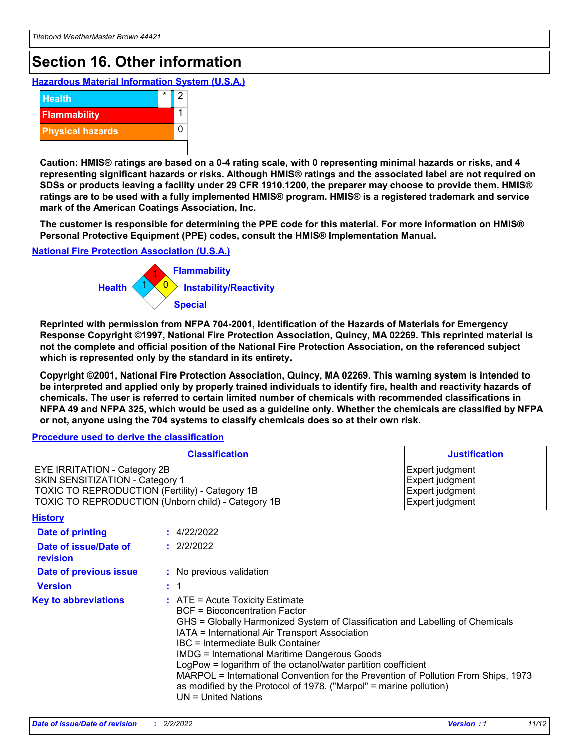# Section 16. Other information

## Hazardous Material Information System (U.S.A.)

| | | |
|---|---|---|
| Health | * | 2 |
| Flammability | | 1 |
| Physical hazards | | 0 |
| | | |

**Caution: HMIS® ratings are based on a 0-4 rating scale, with 0 representing minimal hazards or risks, and 4 representing significant hazards or risks. Although HMIS® ratings and the associated label are not required on SDSs or products leaving a facility under 29 CFR 1910.1200, the preparer may choose to provide them. HMIS® ratings are to be used with a fully implemented HMIS® program. HMIS® is a registered trademark and service mark of the American Coatings Association, Inc.**

**The customer is responsible for determining the PPE code for this material. For more information on HMIS® Personal Protective Equipment (PPE) codes, consult the HMIS® Implementation Manual.**

## National Fire Protection Association (U.S.A.)

Health: 1
Flammability: 1
Instability/Reactivity: 0
Special:

**Reprinted with permission from NFPA 704-2001, Identification of the Hazards of Materials for Emergency Response Copyright ©1997, National Fire Protection Association, Quincy, MA 02269. This reprinted material is not the complete and official position of the National Fire Protection Association, on the referenced subject which is represented only by the standard in its entirety.**

**Copyright ©2001, National Fire Protection Association, Quincy, MA 02269. This warning system is intended to be interpreted and applied only by properly trained individuals to identify fire, health and reactivity hazards of chemicals. The user is referred to certain limited number of chemicals with recommended classifications in NFPA 49 and NFPA 325, which would be used as a guideline only. Whether the chemicals are classified by NFPA or not, anyone using the 704 systems to classify chemicals does so at their own risk.**

## Procedure used to derive the classification

| Classification | Justification |
|---|---|
| EYE IRRITATION - Category 2B | Expert judgment |
| SKIN SENSITIZATION - Category 1 | Expert judgment |
| TOXIC TO REPRODUCTION (Fertility) - Category 1B | Expert judgment |
| TOXIC TO REPRODUCTION (Unborn child) - Category 1B | Expert judgment |

## History

**Date of printing** : 4/22/2022

**Date of issue/Date of revision** : 2/2/2022

**Date of previous issue** : No previous validation

**Version** : 1

**Key to abbreviations** :
ATE = Acute Toxicity Estimate
BCF = Bioconcentration Factor
GHS = Globally Harmonized System of Classification and Labelling of Chemicals
IATA = International Air Transport Association
IBC = Intermediate Bulk Container
IMDG = International Maritime Dangerous Goods
LogPow = logarithm of the octanol/water partition coefficient
MARPOL = International Convention for the Prevention of Pollution From Ships, 1973 as modified by the Protocol of 1978. ("Marpol" = marine pollution)
UN = United Nations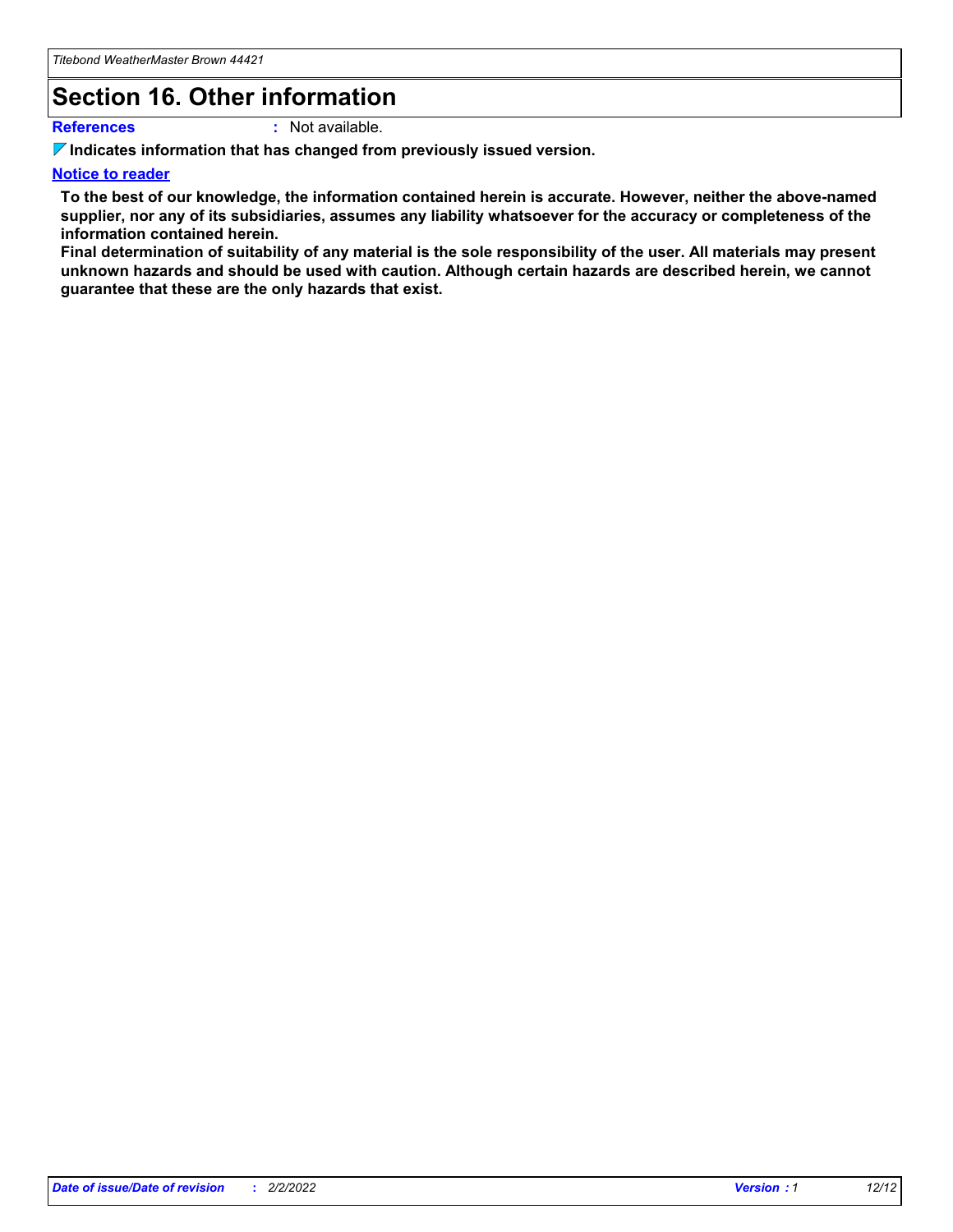# Section 16. Other information

**References** : Not available.

**Indicates information that has changed from previously issued version.**

**Notice to reader**

**To the best of our knowledge, the information contained herein is accurate. However, neither the above-named supplier, nor any of its subsidiaries, assumes any liability whatsoever for the accuracy or completeness of the information contained herein.**

**Final determination of suitability of any material is the sole responsibility of the user. All materials may present unknown hazards and should be used with caution. Although certain hazards are described herein, we cannot guarantee that these are the only hazards that exist.**